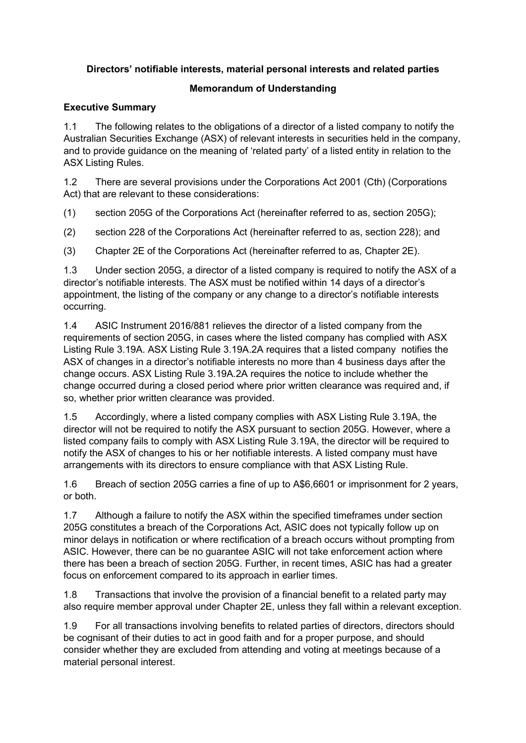**Directors' notifiable interests, material personal interests and related parties**

**Memorandum of Understanding**

**Executive Summary**

1.1 The following relates to the obligations of a director of a listed company to notify the Australian Securities Exchange (ASX) of relevant interests in securities held in the company, and to provide guidance on the meaning of 'related party' of a listed entity in relation to the ASX Listing Rules.

1.2 There are several provisions under the Corporations Act 2001 (Cth) (Corporations Act) that are relevant to these considerations:

(1) section 205G of the Corporations Act (hereinafter referred to as, section 205G);

(2) section 228 of the Corporations Act (hereinafter referred to as, section 228); and

(3) Chapter 2E of the Corporations Act (hereinafter referred to as, Chapter 2E).

1.3 Under section 205G, a director of a listed company is required to notify the ASX of a director's notifiable interests. The ASX must be notified within 14 days of a director's appointment, the listing of the company or any change to a director's notifiable interests occurring.

1.4 ASIC Instrument 2016/881 relieves the director of a listed company from the requirements of section 205G, in cases where the listed company has complied with ASX Listing Rule 3.19A. ASX Listing Rule 3.19A.2A requires that a listed company notifies the ASX of changes in a director's notifiable interests no more than 4 business days after the change occurs. ASX Listing Rule 3.19A.2A requires the notice to include whether the change occurred during a closed period where prior written clearance was required and, if so, whether prior written clearance was provided.

1.5 Accordingly, where a listed company complies with ASX Listing Rule 3.19A, the director will not be required to notify the ASX pursuant to section 205G. However, where a listed company fails to comply with ASX Listing Rule 3.19A, the director will be required to notify the ASX of changes to his or her notifiable interests. A listed company must have arrangements with its directors to ensure compliance with that ASX Listing Rule.

1.6 Breach of section 205G carries a fine of up to A$6,660[1] or imprisonment for 2 years, or both.

1.7 Although a failure to notify the ASX within the specified timeframes under section 205G constitutes a breach of the Corporations Act, ASIC does not typically follow up on minor delays in notification or where rectification of a breach occurs without prompting from ASIC. However, there can be no guarantee ASIC will not take enforcement action where there has been a breach of section 205G. Further, in recent times, ASIC has had a greater focus on enforcement compared to its approach in earlier times.

1.8 Transactions that involve the provision of a financial benefit to a related party may also require member approval under Chapter 2E, unless they fall within a relevant exception.

1.9 For all transactions involving benefits to related parties of directors, directors should be cognisant of their duties to act in good faith and for a proper purpose, and should consider whether they are excluded from attending and voting at meetings because of a material personal interest.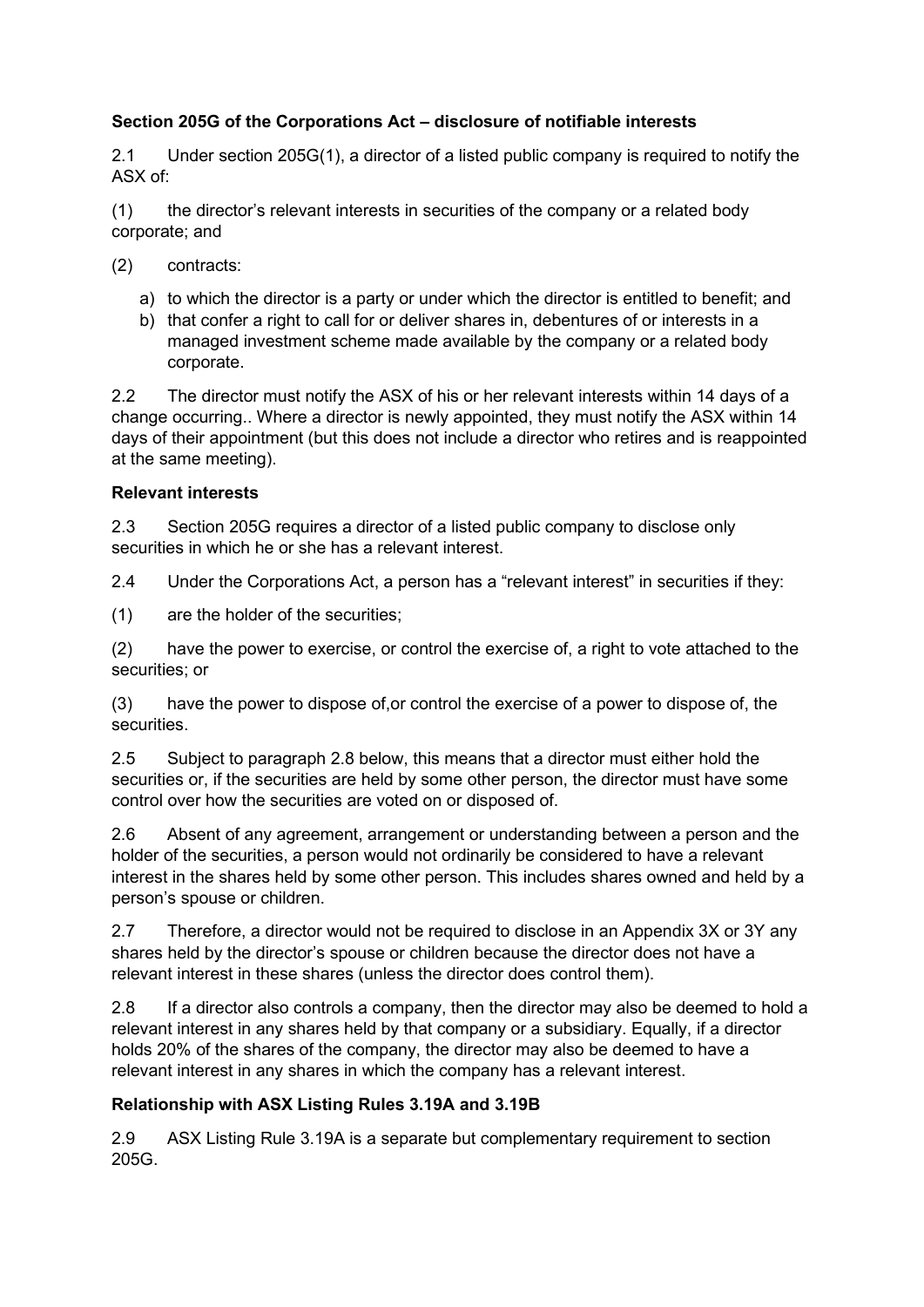**Section 205G of the Corporations Act – disclosure of notifiable interests**

2.1 Under section 205G(1), a director of a listed public company is required to notify the ASX of:

(1) the director's relevant interests in securities of the company or a related body corporate; and

(2) contracts:

a) to which the director is a party or under which the director is entitled to benefit; and
b) that confer a right to call for or deliver shares in, debentures of or interests in a managed investment scheme made available by the company or a related body corporate.

2.2 The director must notify the ASX of his or her relevant interests within 14 days of a change occurring.. Where a director is newly appointed, they must notify the ASX within 14 days of their appointment (but this does not include a director who retires and is reappointed at the same meeting).

**Relevant interests**

2.3 Section 205G requires a director of a listed public company to disclose only securities in which he or she has a relevant interest.

2.4 Under the Corporations Act, a person has a "relevant interest" in securities if they:

(1) are the holder of the securities;

(2) have the power to exercise, or control the exercise of, a right to vote attached to the securities; or

(3) have the power to dispose of,or control the exercise of a power to dispose of, the securities.

2.5 Subject to paragraph 2.8 below, this means that a director must either hold the securities or, if the securities are held by some other person, the director must have some control over how the securities are voted on or disposed of.

2.6 Absent of any agreement, arrangement or understanding between a person and the holder of the securities, a person would not ordinarily be considered to have a relevant interest in the shares held by some other person. This includes shares owned and held by a person's spouse or children.

2.7 Therefore, a director would not be required to disclose in an Appendix 3X or 3Y any shares held by the director's spouse or children because the director does not have a relevant interest in these shares (unless the director does control them).

2.8 If a director also controls a company, then the director may also be deemed to hold a relevant interest in any shares held by that company or a subsidiary. Equally, if a director holds 20% of the shares of the company, the director may also be deemed to have a relevant interest in any shares in which the company has a relevant interest.

**Relationship with ASX Listing Rules 3.19A and 3.19B**

2.9 ASX Listing Rule 3.19A is a separate but complementary requirement to section 205G.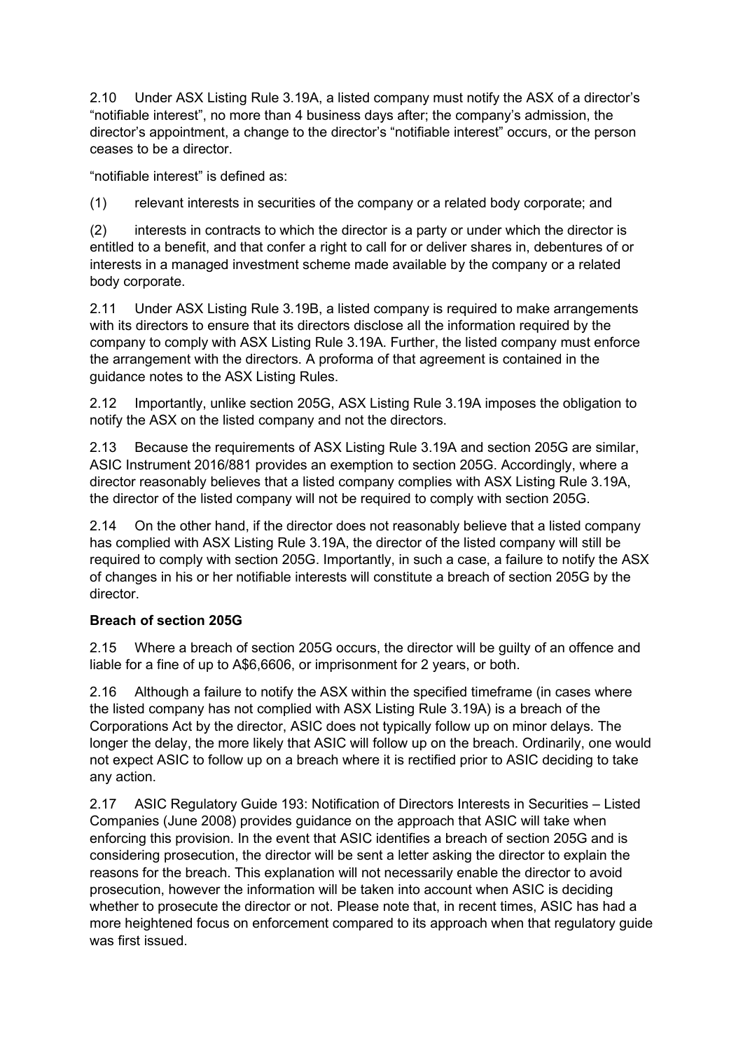2.10 Under ASX Listing Rule 3.19A, a listed company must notify the ASX of a director's "notifiable interest", no more than 4 business days after; the company's admission, the director's appointment, a change to the director's "notifiable interest" occurs, or the person ceases to be a director.

"notifiable interest" is defined as:

(1) relevant interests in securities of the company or a related body corporate; and

(2) interests in contracts to which the director is a party or under which the director is entitled to a benefit, and that confer a right to call for or deliver shares in, debentures of or interests in a managed investment scheme made available by the company or a related body corporate.

2.11 Under ASX Listing Rule 3.19B, a listed company is required to make arrangements with its directors to ensure that its directors disclose all the information required by the company to comply with ASX Listing Rule 3.19A. Further, the listed company must enforce the arrangement with the directors. A proforma of that agreement is contained in the guidance notes to the ASX Listing Rules.

2.12 Importantly, unlike section 205G, ASX Listing Rule 3.19A imposes the obligation to notify the ASX on the listed company and not the directors.

2.13 Because the requirements of ASX Listing Rule 3.19A and section 205G are similar, ASIC Instrument 2016/881 provides an exemption to section 205G. Accordingly, where a director reasonably believes that a listed company complies with ASX Listing Rule 3.19A, the director of the listed company will not be required to comply with section 205G.

2.14 On the other hand, if the director does not reasonably believe that a listed company has complied with ASX Listing Rule 3.19A, the director of the listed company will still be required to comply with section 205G. Importantly, in such a case, a failure to notify the ASX of changes in his or her notifiable interests will constitute a breach of section 205G by the director.

**Breach of section 205G**

2.15 Where a breach of section 205G occurs, the director will be guilty of an offence and liable for a fine of up to A$6,6606, or imprisonment for 2 years, or both.

2.16 Although a failure to notify the ASX within the specified timeframe (in cases where the listed company has not complied with ASX Listing Rule 3.19A) is a breach of the Corporations Act by the director, ASIC does not typically follow up on minor delays. The longer the delay, the more likely that ASIC will follow up on the breach. Ordinarily, one would not expect ASIC to follow up on a breach where it is rectified prior to ASIC deciding to take any action.

2.17 ASIC Regulatory Guide 193: Notification of Directors Interests in Securities – Listed Companies (June 2008) provides guidance on the approach that ASIC will take when enforcing this provision. In the event that ASIC identifies a breach of section 205G and is considering prosecution, the director will be sent a letter asking the director to explain the reasons for the breach. This explanation will not necessarily enable the director to avoid prosecution, however the information will be taken into account when ASIC is deciding whether to prosecute the director or not. Please note that, in recent times, ASIC has had a more heightened focus on enforcement compared to its approach when that regulatory guide was first issued.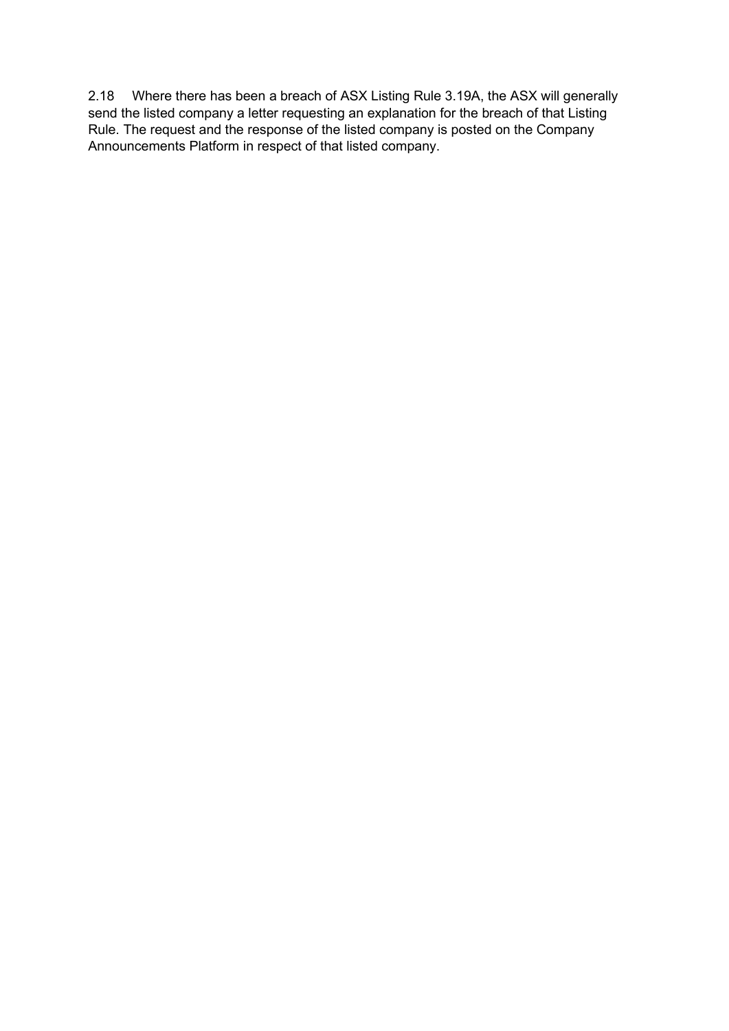2.18 Where there has been a breach of ASX Listing Rule 3.19A, the ASX will generally send the listed company a letter requesting an explanation for the breach of that Listing Rule. The request and the response of the listed company is posted on the Company Announcements Platform in respect of that listed company.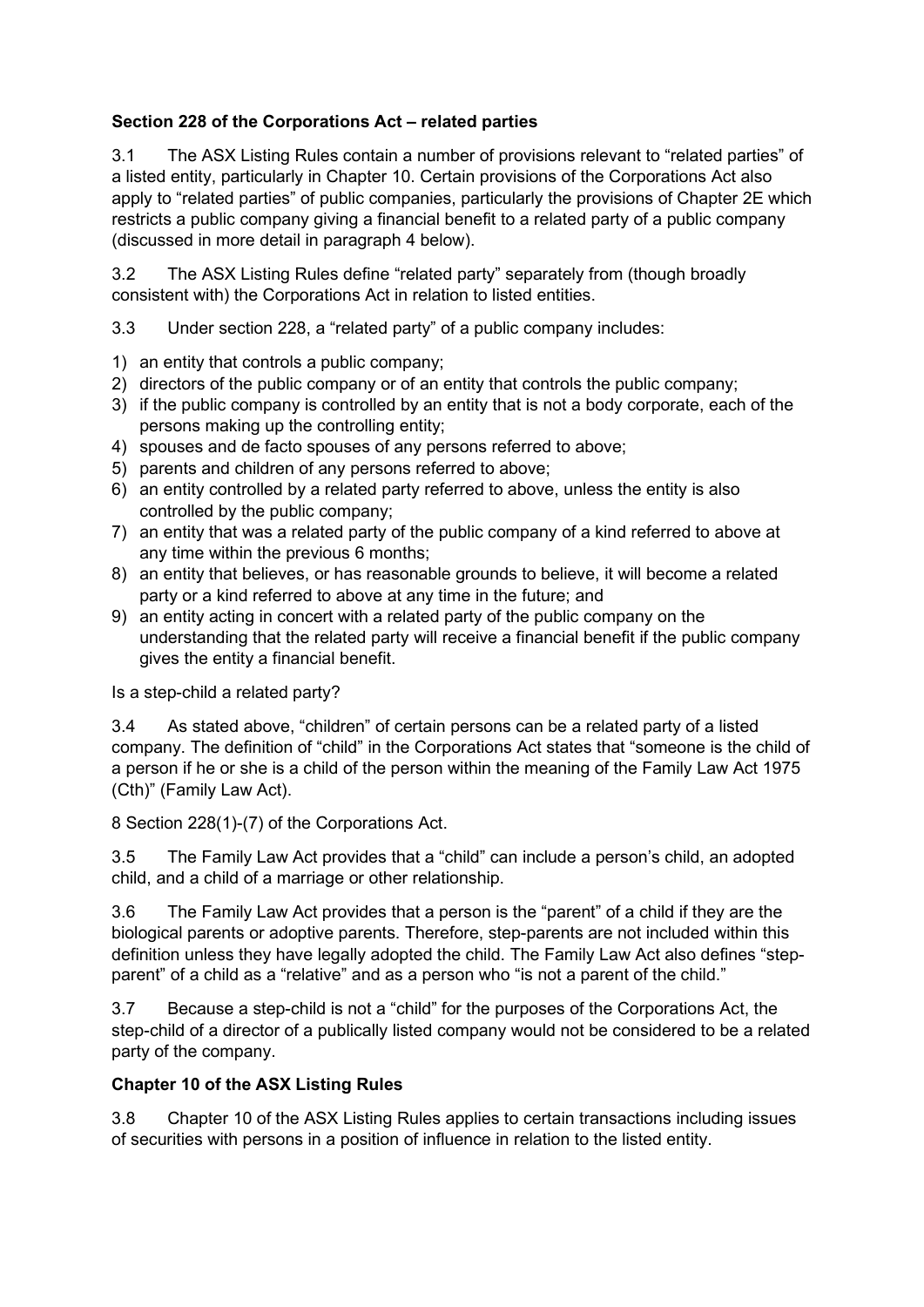**Section 228 of the Corporations Act – related parties**

3.1 The ASX Listing Rules contain a number of provisions relevant to "related parties" of a listed entity, particularly in Chapter 10. Certain provisions of the Corporations Act also apply to "related parties" of public companies, particularly the provisions of Chapter 2E which restricts a public company giving a financial benefit to a related party of a public company (discussed in more detail in paragraph 4 below).

3.2 The ASX Listing Rules define "related party" separately from (though broadly consistent with) the Corporations Act in relation to listed entities.

3.3 Under section 228, a "related party" of a public company includes:

1) an entity that controls a public company;
2) directors of the public company or of an entity that controls the public company;
3) if the public company is controlled by an entity that is not a body corporate, each of the persons making up the controlling entity;
4) spouses and de facto spouses of any persons referred to above;
5) parents and children of any persons referred to above;
6) an entity controlled by a related party referred to above, unless the entity is also controlled by the public company;
7) an entity that was a related party of the public company of a kind referred to above at any time within the previous 6 months;
8) an entity that believes, or has reasonable grounds to believe, it will become a related party or a kind referred to above at any time in the future; and
9) an entity acting in concert with a related party of the public company on the understanding that the related party will receive a financial benefit if the public company gives the entity a financial benefit.

Is a step-child a related party?

3.4 As stated above, "children" of certain persons can be a related party of a listed company. The definition of "child" in the Corporations Act states that "someone is the child of a person if he or she is a child of the person within the meaning of the Family Law Act 1975 (Cth)" (Family Law Act).

8 Section 228(1)-(7) of the Corporations Act.

3.5 The Family Law Act provides that a "child" can include a person's child, an adopted child, and a child of a marriage or other relationship.

3.6 The Family Law Act provides that a person is the "parent" of a child if they are the biological parents or adoptive parents. Therefore, step-parents are not included within this definition unless they have legally adopted the child. The Family Law Act also defines "step-parent" of a child as a "relative" and as a person who "is not a parent of the child."

3.7 Because a step-child is not a "child" for the purposes of the Corporations Act, the step-child of a director of a publically listed company would not be considered to be a related party of the company.

**Chapter 10 of the ASX Listing Rules**

3.8 Chapter 10 of the ASX Listing Rules applies to certain transactions including issues of securities with persons in a position of influence in relation to the listed entity.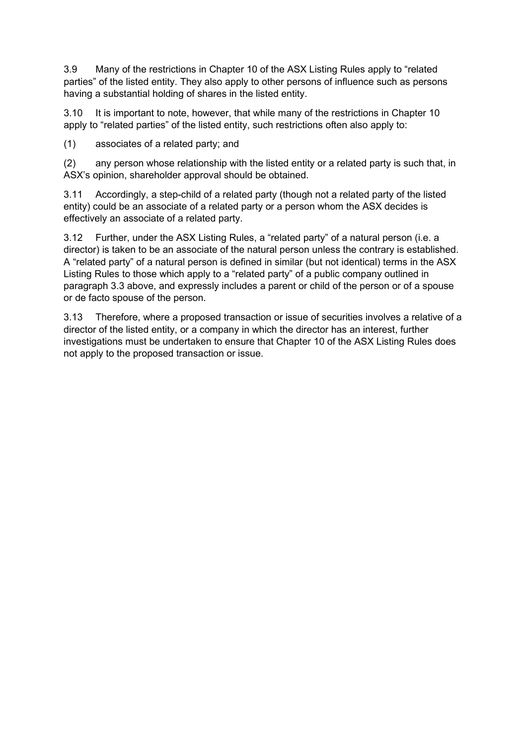3.9 Many of the restrictions in Chapter 10 of the ASX Listing Rules apply to "related parties" of the listed entity. They also apply to other persons of influence such as persons having a substantial holding of shares in the listed entity.

3.10 It is important to note, however, that while many of the restrictions in Chapter 10 apply to "related parties" of the listed entity, such restrictions often also apply to:

(1) associates of a related party; and

(2) any person whose relationship with the listed entity or a related party is such that, in ASX's opinion, shareholder approval should be obtained.

3.11 Accordingly, a step-child of a related party (though not a related party of the listed entity) could be an associate of a related party or a person whom the ASX decides is effectively an associate of a related party.

3.12 Further, under the ASX Listing Rules, a "related party" of a natural person (i.e. a director) is taken to be an associate of the natural person unless the contrary is established. A "related party" of a natural person is defined in similar (but not identical) terms in the ASX Listing Rules to those which apply to a "related party" of a public company outlined in paragraph 3.3 above, and expressly includes a parent or child of the person or of a spouse or de facto spouse of the person.

3.13 Therefore, where a proposed transaction or issue of securities involves a relative of a director of the listed entity, or a company in which the director has an interest, further investigations must be undertaken to ensure that Chapter 10 of the ASX Listing Rules does not apply to the proposed transaction or issue.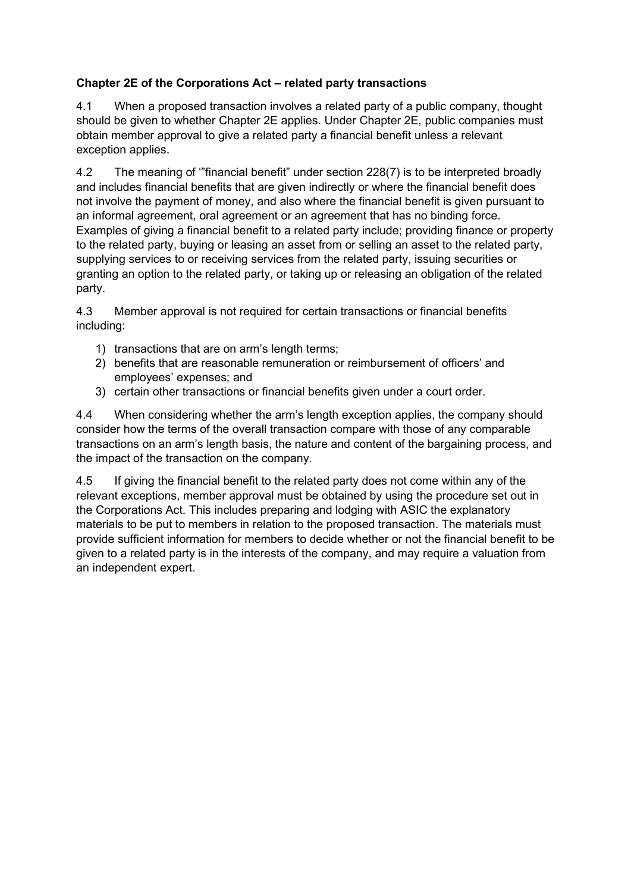**Chapter 2E of the Corporations Act – related party transactions**

4.1 When a proposed transaction involves a related party of a public company, thought should be given to whether Chapter 2E applies. Under Chapter 2E, public companies must obtain member approval to give a related party a financial benefit unless a relevant exception applies.

4.2 The meaning of '"financial benefit" under section 228(7) is to be interpreted broadly and includes financial benefits that are given indirectly or where the financial benefit does not involve the payment of money, and also where the financial benefit is given pursuant to an informal agreement, oral agreement or an agreement that has no binding force. Examples of giving a financial benefit to a related party include; providing finance or property to the related party, buying or leasing an asset from or selling an asset to the related party, supplying services to or receiving services from the related party, issuing securities or granting an option to the related party, or taking up or releasing an obligation of the related party.

4.3 Member approval is not required for certain transactions or financial benefits including:

1) transactions that are on arm's length terms;
2) benefits that are reasonable remuneration or reimbursement of officers' and employees' expenses; and
3) certain other transactions or financial benefits given under a court order.

4.4 When considering whether the arm's length exception applies, the company should consider how the terms of the overall transaction compare with those of any comparable transactions on an arm's length basis, the nature and content of the bargaining process, and the impact of the transaction on the company.

4.5 If giving the financial benefit to the related party does not come within any of the relevant exceptions, member approval must be obtained by using the procedure set out in the Corporations Act. This includes preparing and lodging with ASIC the explanatory materials to be put to members in relation to the proposed transaction. The materials must provide sufficient information for members to decide whether or not the financial benefit to be given to a related party is in the interests of the company, and may require a valuation from an independent expert.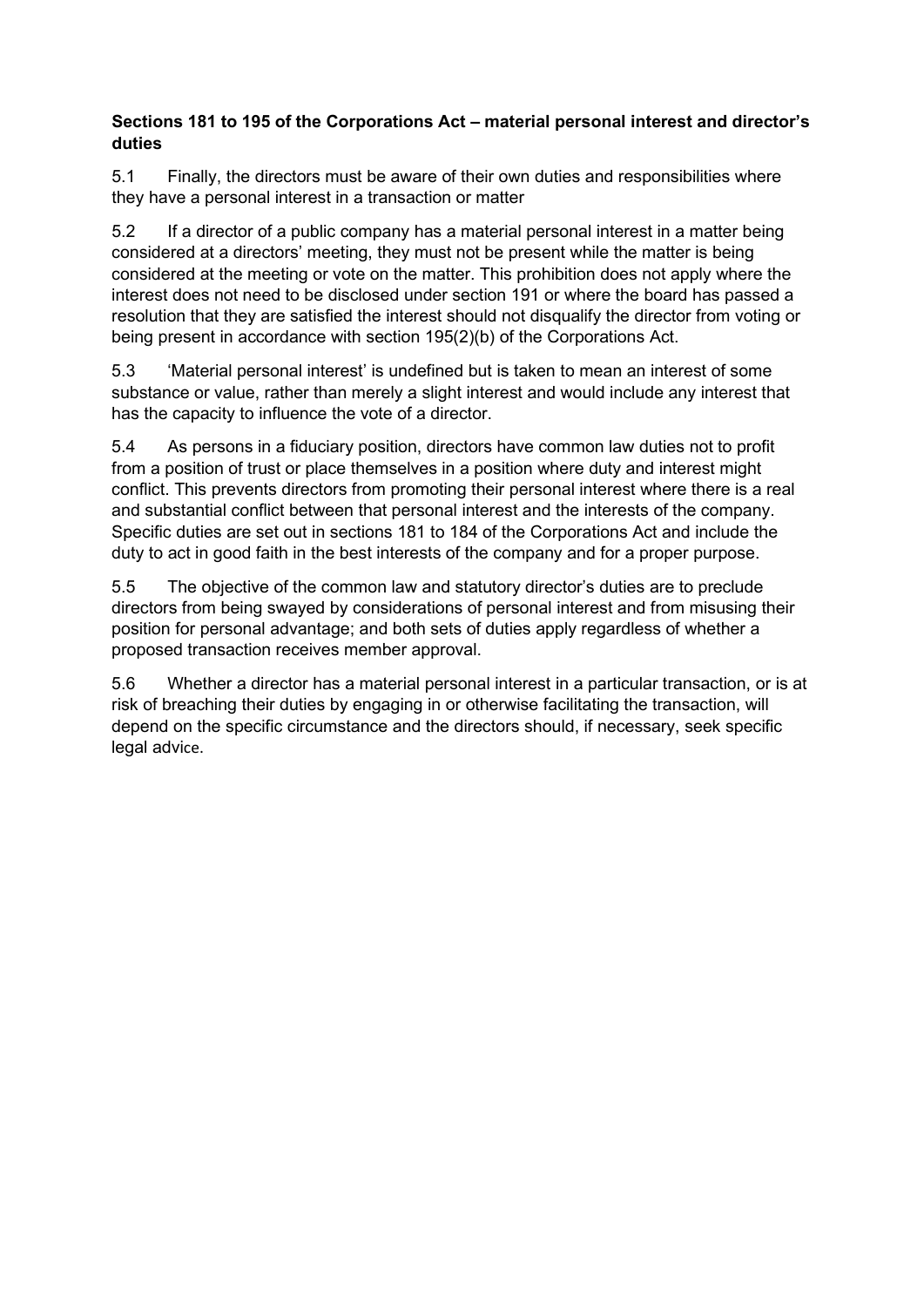**Sections 181 to 195 of the Corporations Act – material personal interest and director's duties**

5.1 Finally, the directors must be aware of their own duties and responsibilities where they have a personal interest in a transaction or matter

5.2 If a director of a public company has a material personal interest in a matter being considered at a directors' meeting, they must not be present while the matter is being considered at the meeting or vote on the matter. This prohibition does not apply where the interest does not need to be disclosed under section 191 or where the board has passed a resolution that they are satisfied the interest should not disqualify the director from voting or being present in accordance with section 195(2)(b) of the Corporations Act.

5.3 'Material personal interest' is undefined but is taken to mean an interest of some substance or value, rather than merely a slight interest and would include any interest that has the capacity to influence the vote of a director.

5.4 As persons in a fiduciary position, directors have common law duties not to profit from a position of trust or place themselves in a position where duty and interest might conflict. This prevents directors from promoting their personal interest where there is a real and substantial conflict between that personal interest and the interests of the company. Specific duties are set out in sections 181 to 184 of the Corporations Act and include the duty to act in good faith in the best interests of the company and for a proper purpose.

5.5 The objective of the common law and statutory director's duties are to preclude directors from being swayed by considerations of personal interest and from misusing their position for personal advantage; and both sets of duties apply regardless of whether a proposed transaction receives member approval.

5.6 Whether a director has a material personal interest in a particular transaction, or is at risk of breaching their duties by engaging in or otherwise facilitating the transaction, will depend on the specific circumstance and the directors should, if necessary, seek specific legal advice.